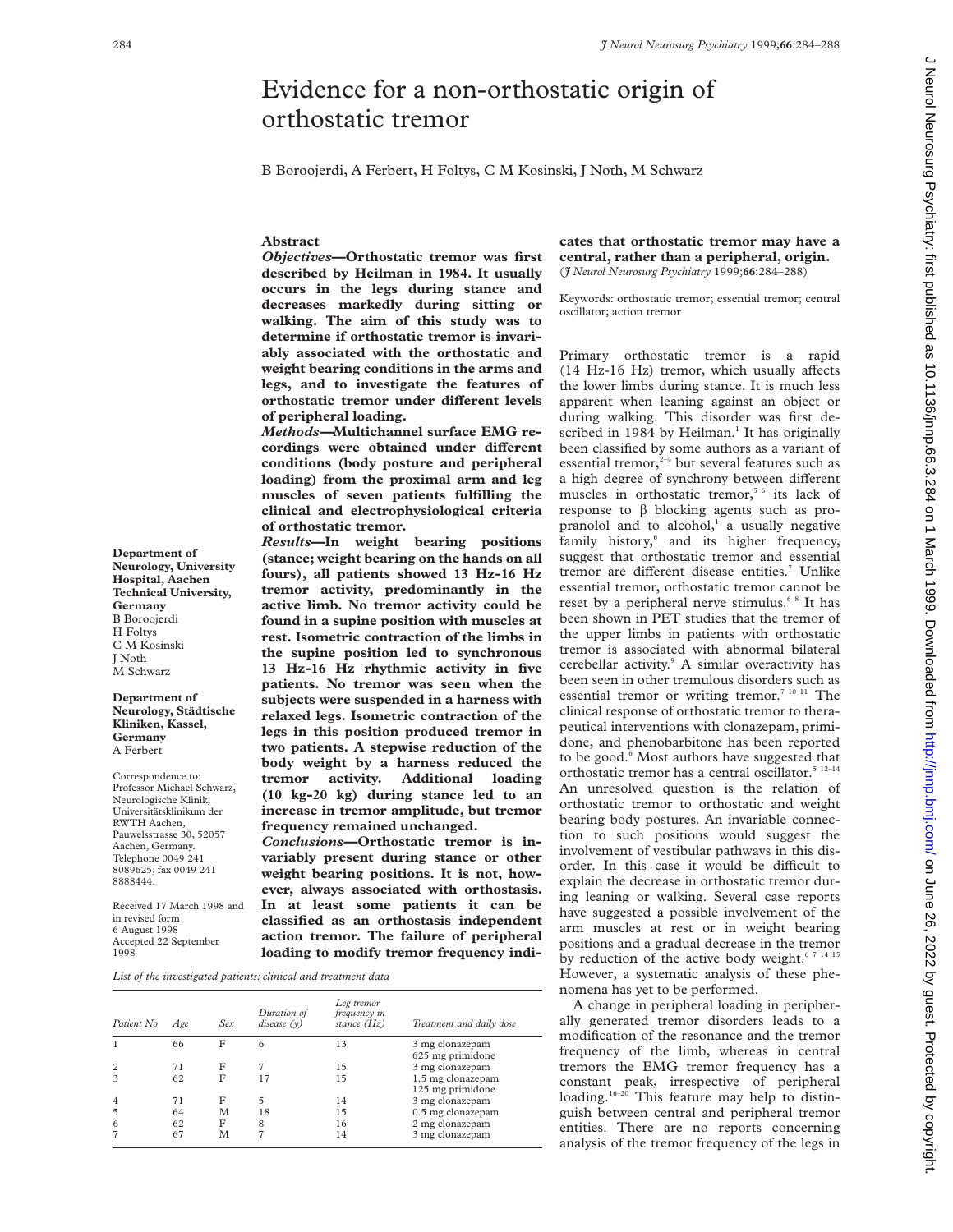# Evidence for a non-orthostatic origin of orthostatic tremor

B Boroojerdi, A Ferbert, H Foltys, C M Kosinski, J Noth, M Schwarz

**Department of Neurology, University Hospital, Aachen Technical University, Germany**
B Boroojerdi
H Foltys
C M Kosinski
J Noth
M Schwarz

**Department of Neurology, Städtische Kliniken, Kassel, Germany**
A Ferbert

Correspondence to: Professor Michael Schwarz, Neurologische Klinik, Universitätsklinikum der RWTH Aachen, Pauwelsstrasse 30, 52057 Aachen, Germany. Telephone 0049 241 8089625; fax 0049 241 8888444.

Received 17 March 1998 and in revised form 6 August 1998
Accepted 22 September 1998

## Abstract

***Objectives*—Orthostatic tremor was first described by Heilman in 1984. It usually occurs in the legs during stance and decreases markedly during sitting or walking. The aim of this study was to determine if orthostatic tremor is invariably associated with the orthostatic and weight bearing conditions in the arms and legs, and to investigate the features of orthostatic tremor under different levels of peripheral loading.**

***Methods*—Multichannel surface EMG recordings were obtained under different conditions (body posture and peripheral loading) from the proximal arm and leg muscles of seven patients fulfilling the clinical and electrophysiological criteria of orthostatic tremor.**

***Results*—In weight bearing positions (stance; weight bearing on the hands on all fours), all patients showed 13 Hz-16 Hz tremor activity, predominantly in the active limb. No tremor activity could be found in a supine position with muscles at rest. Isometric contraction of the limbs in the supine position led to synchronous 13 Hz-16 Hz rhythmic activity in five patients. No tremor was seen when the subjects were suspended in a harness with relaxed legs. Isometric contraction of the legs in this position produced tremor in two patients. A stepwise reduction of the body weight by a harness reduced the tremor activity. Additional loading (10 kg-20 kg) during stance led to an increase in tremor amplitude, but tremor frequency remained unchanged.**

***Conclusions*—Orthostatic tremor is invariably present during stance or other weight bearing positions. It is not, however, always associated with orthostasis. In at least some patients it can be classified as an orthostasis independent action tremor. The failure of peripheral loading to modify tremor frequency indicates that orthostatic tremor may have a central, rather than a peripheral, origin.**
(*J Neurol Neurosurg Psychiatry* 1999;**66**:284–288)

Keywords: orthostatic tremor; essential tremor; central oscillator; action tremor

*List of the investigated patients: clinical and treatment data*

| Patient No | Age | Sex | Duration of disease (y) | Leg tremor frequency in stance (Hz) | Treatment and daily dose |
|---|---|---|---|---|---|
| 1 | 66 | F | 6 | 13 | 3 mg clonazepam<br>625 mg primidone |
| 2 | 71 | F | 7 | 15 | 3 mg clonazepam |
| 3 | 62 | F | 17 | 15 | 1.5 mg clonazepam<br>125 mg primidone |
| 4 | 71 | F | 5 | 14 | 3 mg clonazepam |
| 5 | 64 | M | 18 | 15 | 0.5 mg clonazepam |
| 6 | 62 | F | 8 | 16 | 2 mg clonazepam |
| 7 | 67 | M | 7 | 14 | 3 mg clonazepam |

Primary orthostatic tremor is a rapid (14 Hz-16 Hz) tremor, which usually affects the lower limbs during stance. It is much less apparent when leaning against an object or during walking. This disorder was first described in 1984 by Heilman.[1] It has originally been classified by some authors as a variant of essential tremor,[2–4] but several features such as a high degree of synchrony between different muscles in orthostatic tremor,[5 6] its lack of response to β blocking agents such as propranolol and to alcohol,[1] a usually negative family history,[6] and its higher frequency, suggest that orthostatic tremor and essential tremor are different disease entities.[7] Unlike essential tremor, orthostatic tremor cannot be reset by a peripheral nerve stimulus.[6 8] It has been shown in PET studies that the tremor of the upper limbs in patients with orthostatic tremor is associated with abnormal bilateral cerebellar activity.[9] A similar overactivity has been seen in other tremulous disorders such as essential tremor or writing tremor.[7 10–11] The clinical response of orthostatic tremor to therapeutical interventions with clonazepam, primidone, and phenobarbitone has been reported to be good.[6] Most authors have suggested that orthostatic tremor has a central oscillator.[5 12–14] An unresolved question is the relation of orthostatic tremor to orthostatic and weight bearing body postures. An invariable connection to such positions would suggest the involvement of vestibular pathways in this disorder. In this case it would be difficult to explain the decrease in orthostatic tremor during leaning or walking. Several case reports have suggested a possible involvement of the arm muscles at rest or in weight bearing positions and a gradual decrease in the tremor by reduction of the active body weight.[6 7 14 15] However, a systematic analysis of these phenomena has yet to be performed.

A change in peripheral loading in peripherally generated tremor disorders leads to a modification of the resonance and the tremor frequency of the limb, whereas in central tremors the EMG tremor frequency has a constant peak, irrespective of peripheral loading.[16–20] This feature may help to distinguish between central and peripheral tremor entities. There are no reports concerning analysis of the tremor frequency of the legs in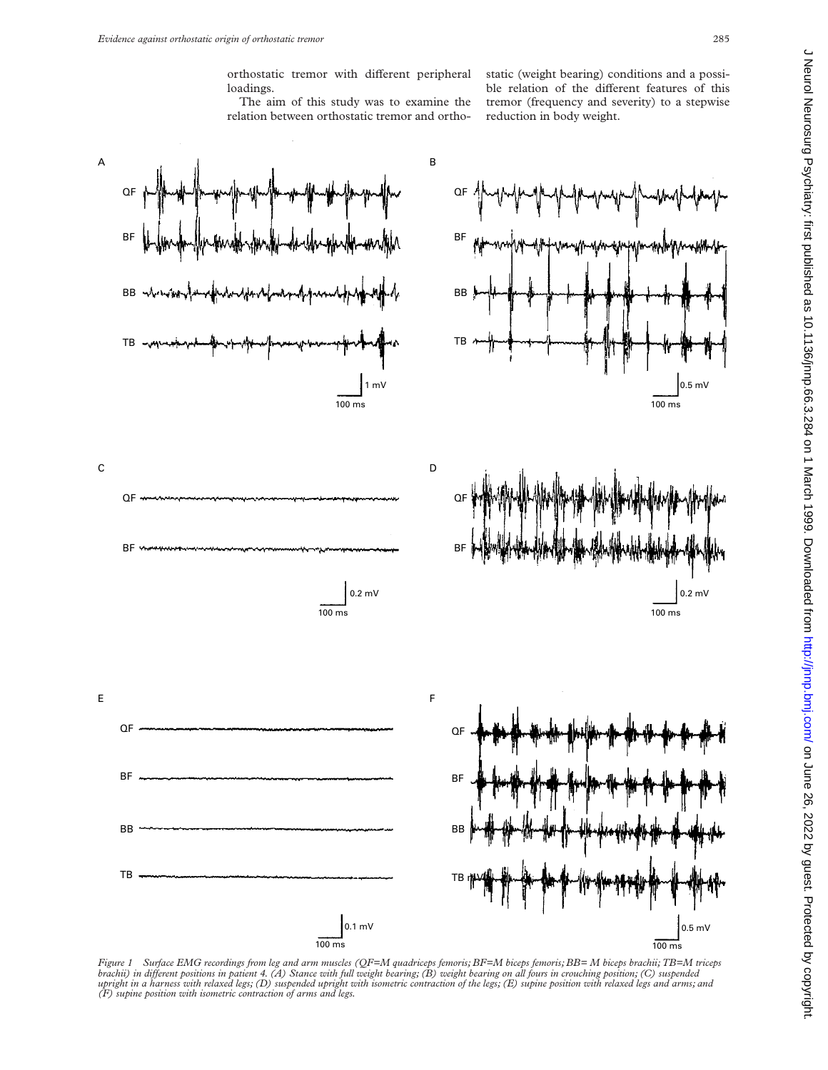orthostatic tremor with different peripheral loadings.

The aim of this study was to examine the relation between orthostatic tremor and orthostatic (weight bearing) conditions and a possible relation of the different features of this tremor (frequency and severity) to a stepwise reduction in body weight.

*Figure 1 Surface EMG recordings from leg and arm muscles (QF=M quadriceps femoris; BF=M biceps femoris; BB= M biceps brachii; TB=M triceps brachii) in different positions in patient 4. (A) Stance with full weight bearing; (B) weight bearing on all fours in crouching position; (C) suspended upright in a harness with relaxed legs; (D) suspended upright with isometric contraction of the legs; (E) supine position with relaxed legs and arms; and (F) supine position with isometric contraction of arms and legs.*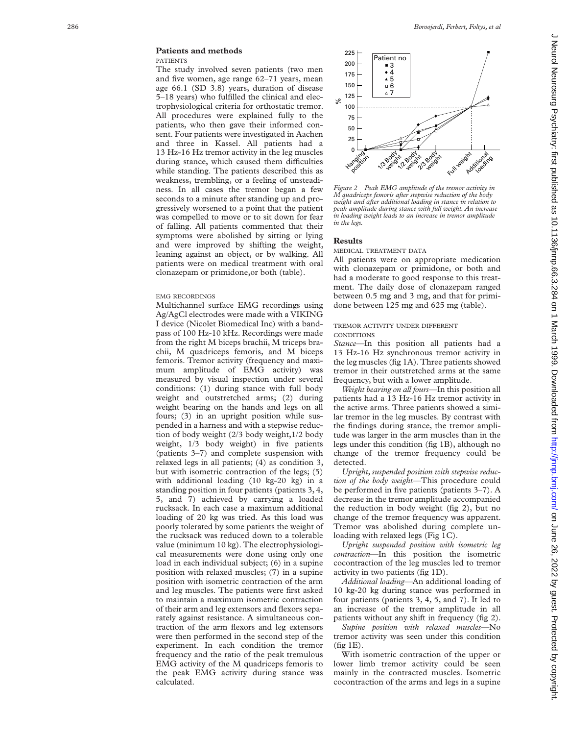## Patients and methods

PATIENTS

The study involved seven patients (two men and five women, age range 62–71 years, mean age 66.1 (SD 3.8) years, duration of disease 5–18 years) who fulfilled the clinical and electrophysiological criteria for orthostatic tremor. All procedures were explained fully to the patients, who then gave their informed consent. Four patients were investigated in Aachen and three in Kassel. All patients had a 13 Hz-16 Hz tremor activity in the leg muscles during stance, which caused them difficulties while standing. The patients described this as weakness, trembling, or a feeling of unsteadiness. In all cases the tremor began a few seconds to a minute after standing up and progressively worsened to a point that the patient was compelled to move or to sit down for fear of falling. All patients commented that their symptoms were abolished by sitting or lying and were improved by shifting the weight, leaning against an object, or by walking. All patients were on medical treatment with oral clonazepam or primidone,or both (table).

EMG RECORDINGS

Multichannel surface EMG recordings using Ag/AgCl electrodes were made with a VIKING I device (Nicolet Biomedical Inc) with a bandpass of 100 Hz-10 kHz. Recordings were made from the right M biceps brachii, M triceps brachii, M quadriceps femoris, and M biceps femoris. Tremor activity (frequency and maximum amplitude of EMG activity) was measured by visual inspection under several conditions: (1) during stance with full body weight and outstretched arms; (2) during weight bearing on the hands and legs on all fours; (3) in an upright position while suspended in a harness and with a stepwise reduction of body weight (2/3 body weight,1/2 body weight, 1/3 body weight) in five patients (patients 3–7) and complete suspension with relaxed legs in all patients; (4) as condition 3, but with isometric contraction of the legs; (5) with additional loading (10 kg-20 kg) in a standing position in four patients (patients 3, 4, 5, and 7) achieved by carrying a loaded rucksack. In each case a maximum additional loading of 20 kg was tried. As this load was poorly tolerated by some patients the weight of the rucksack was reduced down to a tolerable value (minimum 10 kg). The electrophysiological measurements were done using only one load in each individual subject; (6) in a supine position with relaxed muscles; (7) in a supine position with isometric contraction of the arm and leg muscles. The patients were first asked to maintain a maximum isometric contraction of their arm and leg extensors and flexors separately against resistance. A simultaneous contraction of the arm flexors and leg extensors were then performed in the second step of the experiment. In each condition the tremor frequency and the ratio of the peak tremulous EMG activity of the M quadriceps femoris to the peak EMG activity during stance was calculated.

*Figure 2 Peak EMG amplitude of the tremor activity in M quadriceps femoris after stepwise reduction of the body weight and after additional loading in stance in relation to peak amplitude during stance with full weight. An increase in loading weight leads to an increase in tremor amplitude in the legs.*

## Results

MEDICAL TREATMENT DATA

All patients were on appropriate medication with clonazepam or primidone, or both and had a moderate to good response to this treatment. The daily dose of clonazepam ranged between 0.5 mg and 3 mg, and that for primidone between 125 mg and 625 mg (table).

TREMOR ACTIVITY UNDER DIFFERENT CONDITIONS

*Stance*—In this position all patients had a 13 Hz-16 Hz synchronous tremor activity in the leg muscles (fig 1A). Three patients showed tremor in their outstretched arms at the same frequency, but with a lower amplitude.

*Weight bearing on all fours*—In this position all patients had a 13 Hz-16 Hz tremor activity in the active arms. Three patients showed a similar tremor in the leg muscles. By contrast with the findings during stance, the tremor amplitude was larger in the arm muscles than in the legs under this condition (fig 1B), although no change of the tremor frequency could be detected.

*Upright, suspended position with stepwise reduction of the body weight*—This procedure could be performed in five patients (patients 3–7). A decrease in the tremor amplitude accompanied the reduction in body weight (fig 2), but no change of the tremor frequency was apparent. Tremor was abolished during complete unloading with relaxed legs (Fig 1C).

*Upright suspended position with isometric leg contraction*—In this position the isometric cocontraction of the leg muscles led to tremor activity in two patients (fig 1D).

*Additional loading*—An additional loading of 10 kg-20 kg during stance was performed in four patients (patients 3, 4, 5, and 7). It led to an increase of the tremor amplitude in all patients without any shift in frequency (fig 2).

*Supine position with relaxed muscles*—No tremor activity was seen under this condition (fig 1E).

With isometric contraction of the upper or lower limb tremor activity could be seen mainly in the contracted muscles. Isometric cocontraction of the arms and legs in a supine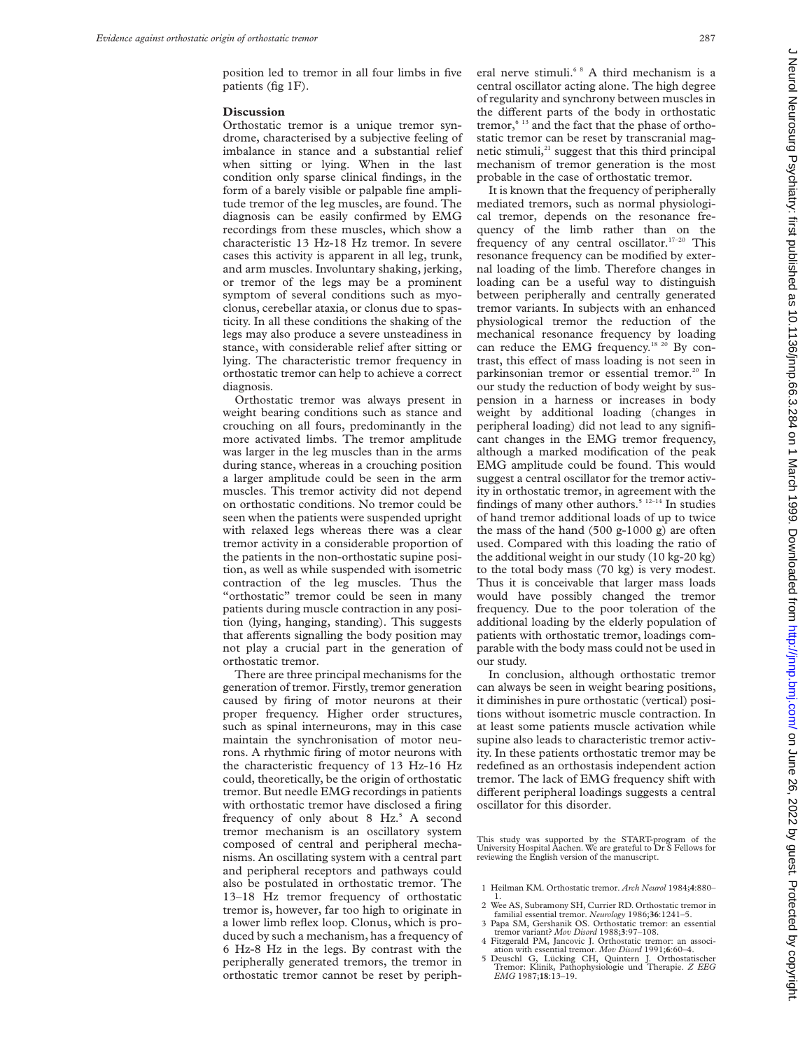position led to tremor in all four limbs in five patients (fig 1F).

## Discussion

Orthostatic tremor is a unique tremor syndrome, characterised by a subjective feeling of imbalance in stance and a substantial relief when sitting or lying. When in the last condition only sparse clinical findings, in the form of a barely visible or palpable fine amplitude tremor of the leg muscles, are found. The diagnosis can be easily confirmed by EMG recordings from these muscles, which show a characteristic 13 Hz-18 Hz tremor. In severe cases this activity is apparent in all leg, trunk, and arm muscles. Involuntary shaking, jerking, or tremor of the legs may be a prominent symptom of several conditions such as myoclonus, cerebellar ataxia, or clonus due to spasticity. In all these conditions the shaking of the legs may also produce a severe unsteadiness in stance, with considerable relief after sitting or lying. The characteristic tremor frequency in orthostatic tremor can help to achieve a correct diagnosis.

Orthostatic tremor was always present in weight bearing conditions such as stance and crouching on all fours, predominantly in the more activated limbs. The tremor amplitude was larger in the leg muscles than in the arms during stance, whereas in a crouching position a larger amplitude could be seen in the arm muscles. This tremor activity did not depend on orthostatic conditions. No tremor could be seen when the patients were suspended upright with relaxed legs whereas there was a clear tremor activity in a considerable proportion of the patients in the non-orthostatic supine position, as well as while suspended with isometric contraction of the leg muscles. Thus the "orthostatic" tremor could be seen in many patients during muscle contraction in any position (lying, hanging, standing). This suggests that afferents signalling the body position may not play a crucial part in the generation of orthostatic tremor.

There are three principal mechanisms for the generation of tremor. Firstly, tremor generation caused by firing of motor neurons at their proper frequency. Higher order structures, such as spinal interneurons, may in this case maintain the synchronisation of motor neurons. A rhythmic firing of motor neurons with the characteristic frequency of 13 Hz-16 Hz could, theoretically, be the origin of orthostatic tremor. But needle EMG recordings in patients with orthostatic tremor have disclosed a firing frequency of only about 8 Hz.[5] A second tremor mechanism is an oscillatory system composed of central and peripheral mechanisms. An oscillating system with a central part and peripheral receptors and pathways could also be postulated in orthostatic tremor. The 13–18 Hz tremor frequency of orthostatic tremor is, however, far too high to originate in a lower limb reflex loop. Clonus, which is produced by such a mechanism, has a frequency of 6 Hz-8 Hz in the legs. By contrast with the peripherally generated tremors, the tremor in orthostatic tremor cannot be reset by peripheral nerve stimuli.[6 8] A third mechanism is a central oscillator acting alone. The high degree of regularity and synchrony between muscles in the different parts of the body in orthostatic tremor,[6 13] and the fact that the phase of orthostatic tremor can be reset by transcranial magnetic stimuli,[21] suggest that this third principal mechanism of tremor generation is the most probable in the case of orthostatic tremor.

It is known that the frequency of peripherally mediated tremors, such as normal physiological tremor, depends on the resonance frequency of the limb rather than on the frequency of any central oscillator.[17–20] This resonance frequency can be modified by external loading of the limb. Therefore changes in loading can be a useful way to distinguish between peripherally and centrally generated tremor variants. In subjects with an enhanced physiological tremor the reduction of the mechanical resonance frequency by loading can reduce the EMG frequency.[18 20] By contrast, this effect of mass loading is not seen in parkinsonian tremor or essential tremor.[20] In our study the reduction of body weight by suspension in a harness or increases in body weight by additional loading (changes in peripheral loading) did not lead to any significant changes in the EMG tremor frequency, although a marked modification of the peak EMG amplitude could be found. This would suggest a central oscillator for the tremor activity in orthostatic tremor, in agreement with the findings of many other authors.[5 12–14] In studies of hand tremor additional loads of up to twice the mass of the hand (500 g-1000 g) are often used. Compared with this loading the ratio of the additional weight in our study (10 kg-20 kg) to the total body mass (70 kg) is very modest. Thus it is conceivable that larger mass loads would have possibly changed the tremor frequency. Due to the poor toleration of the additional loading by the elderly population of patients with orthostatic tremor, loadings comparable with the body mass could not be used in our study.

In conclusion, although orthostatic tremor can always be seen in weight bearing positions, it diminishes in pure orthostatic (vertical) positions without isometric muscle contraction. In at least some patients muscle activation while supine also leads to characteristic tremor activity. In these patients orthostatic tremor may be redefined as an orthostasis independent action tremor. The lack of EMG frequency shift with different peripheral loadings suggests a central oscillator for this disorder.

This study was supported by the START-program of the University Hospital Aachen. We are grateful to Dr S Fellows for reviewing the English version of the manuscript.

1 Heilman KM. Orthostatic tremor. *Arch Neurol* 1984;**4**:880–1.
2 Wee AS, Subramony SH, Currier RD. Orthostatic tremor in familial essential tremor. *Neurology* 1986;**36**:1241–5.
3 Papa SM, Gershanik OS. Orthostatic tremor: an essential tremor variant? *Mov Disord* 1988;**3**:97–108.
4 Fitzgerald PM, Jancovic J. Orthostatic tremor: an association with essential tremor. *Mov Disord* 1991;**6**:60–4.
5 Deuschl G, Lücking CH, Quintern J. Orthostatischer Tremor: Klinik, Pathophysiologie und Therapie. *Z EEG EMG* 1987;**18**:13–19.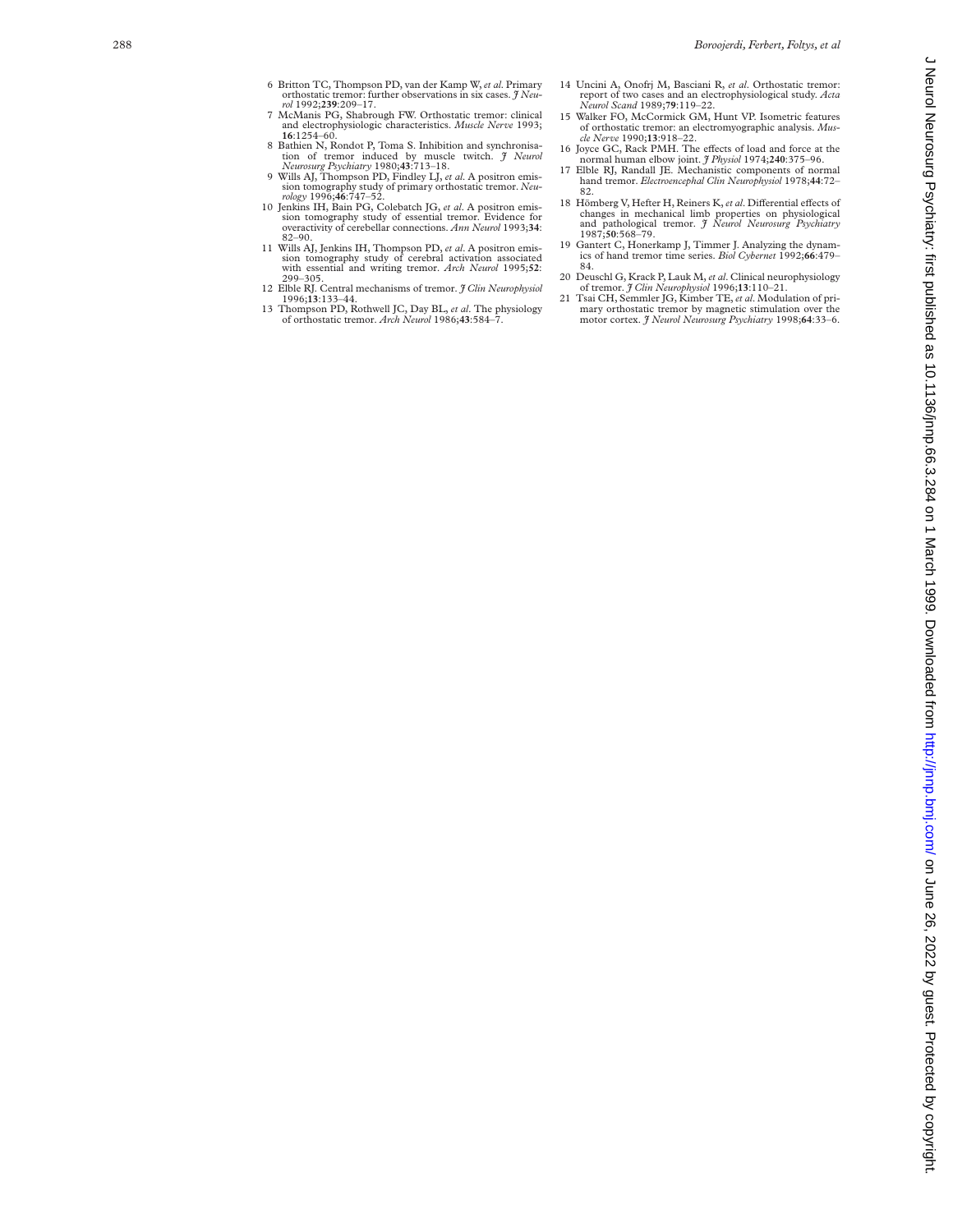6 Britton TC, Thompson PD, van der Kamp W, *et al*. Primary orthostatic tremor: further observations in six cases. *J Neurol* 1992;**239**:209–17.

7 McManis PG, Shabrough FW. Orthostatic tremor: clinical and electrophysiologic characteristics. *Muscle Nerve* 1993; **16**:1254–60.

8 Bathien N, Rondot P, Toma S. Inhibition and synchronisation of tremor induced by muscle twitch. *J Neurol Neurosurg Psychiatry* 1980;**43**:713–18.

9 Wills AJ, Thompson PD, Findley LJ, *et al*. A positron emission tomography study of primary orthostatic tremor. *Neurology* 1996;**46**:747–52.

10 Jenkins IH, Bain PG, Colebatch JG, *et al*. A positron emission tomography study of essential tremor. Evidence for overactivity of cerebellar connections. *Ann Neurol* 1993;**34**: 82–90.

11 Wills AJ, Jenkins IH, Thompson PD, *et al*. A positron emission tomography study of cerebral activation associated with essential and writing tremor. *Arch Neurol* 1995;**52**: 299–305.

12 Elble RJ. Central mechanisms of tremor. *J Clin Neurophysiol* 1996;**13**:133–44.

13 Thompson PD, Rothwell JC, Day BL, *et al*. The physiology of orthostatic tremor. *Arch Neurol* 1986;**43**:584–7.

14 Uncini A, Onofrj M, Basciani R, *et al*. Orthostatic tremor: report of two cases and an electrophysiological study. *Acta Neurol Scand* 1989;**79**:119–22.

15 Walker FO, McCormick GM, Hunt VP. Isometric features of orthostatic tremor: an electromyographic analysis. *Muscle Nerve* 1990;**13**:918–22.

16 Joyce GC, Rack PMH. The effects of load and force at the normal human elbow joint. *J Physiol* 1974;**240**:375–96.

17 Elble RJ, Randall JE. Mechanistic components of normal hand tremor. *Electroencephal Clin Neurophysiol* 1978;**44**:72–82.

18 Hömberg V, Hefter H, Reiners K, *et al*. Differential effects of changes in mechanical limb properties on physiological and pathological tremor. *J Neurol Neurosurg Psychiatry* 1987;**50**:568–79.

19 Gantert C, Honerkamp J, Timmer J. Analyzing the dynamics of hand tremor time series. *Biol Cybernet* 1992;**66**:479–84.

20 Deuschl G, Krack P, Lauk M, *et al*. Clinical neurophysiology of tremor. *J Clin Neurophysiol* 1996;**13**:110–21.

21 Tsai CH, Semmler JG, Kimber TE, *et al*. Modulation of primary orthostatic tremor by magnetic stimulation over the motor cortex. *J Neurol Neurosurg Psychiatry* 1998;**64**:33–6.